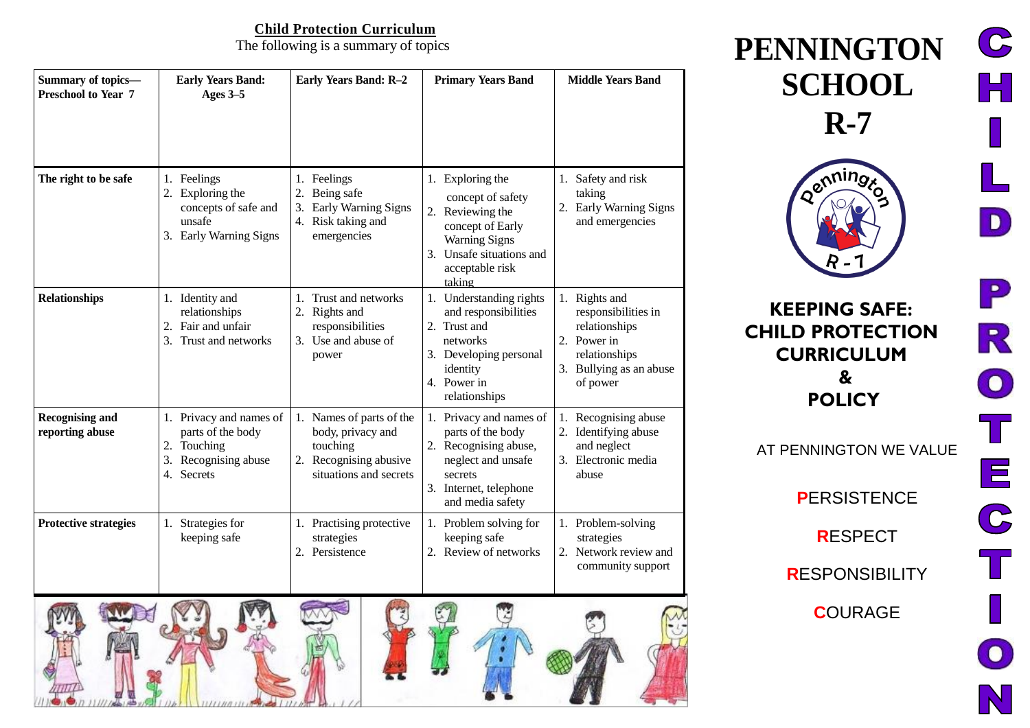## Child Protection Curriculum

The following is a summary of topics

| Summary of topics—Preschool to Year 7 | Early Years Band: Ages 3–5 | Early Years Band: R–2 | Primary Years Band | Middle Years Band |
|---|---|---|---|---|
| **The right to be safe** | 1. Feelings<br>2. Exploring the concepts of safe and unsafe<br>3. Early Warning Signs | 1. Feelings<br>2. Being safe<br>3. Early Warning Signs<br>4. Risk taking and emergencies | 1. Exploring the concept of safety<br>2. Reviewing the concept of Early Warning Signs<br>3. Unsafe situations and acceptable risk taking | 1. Safety and risk taking<br>2. Early Warning Signs and emergencies |
| **Relationships** | 1. Identity and relationships<br>2. Fair and unfair<br>3. Trust and networks | 1. Trust and networks<br>2. Rights and responsibilities<br>3. Use and abuse of power | 1. Understanding rights and responsibilities<br>2. Trust and networks<br>3. Developing personal identity<br>4. Power in relationships | 1. Rights and responsibilities in relationships<br>2. Power in relationships<br>3. Bullying as an abuse of power |
| **Recognising and reporting abuse** | 1. Privacy and names of parts of the body<br>2. Touching<br>3. Recognising abuse<br>4. Secrets | 1. Names of parts of the body, privacy and touching<br>2. Recognising abusive situations and secrets | 1. Privacy and names of parts of the body<br>2. Recognising abuse, neglect and unsafe secrets<br>3. Internet, telephone and media safety | 1. Recognising abuse<br>2. Identifying abuse and neglect<br>3. Electronic media abuse |
| **Protective strategies** | 1. Strategies for keeping safe | 1. Practising protective strategies<br>2. Persistence | 1. Problem solving for keeping safe<br>2. Review of networks | 1. Problem-solving strategies<br>2. Network review and community support |

# PENNINGTON SCHOOL R-7

Pennington R-7

## KEEPING SAFE: CHILD PROTECTION CURRICULUM & POLICY

AT PENNINGTON WE VALUE

**P**ERSISTENCE

**R**ESPECT

**R**ESPONSIBILITY

**C**OURAGE

CHILD PROTECTION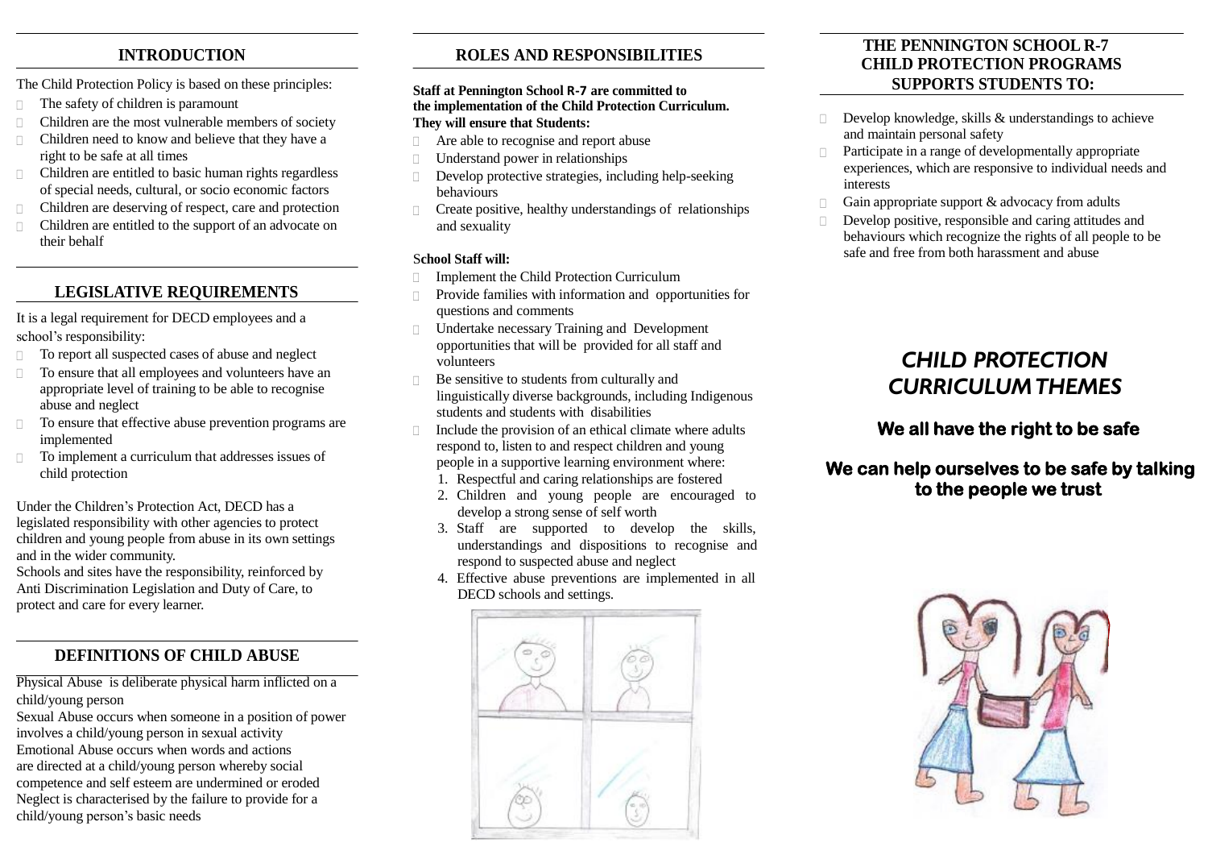## INTRODUCTION

The Child Protection Policy is based on these principles:

- The safety of children is paramount
- Children are the most vulnerable members of society
- Children need to know and believe that they have a right to be safe at all times
- Children are entitled to basic human rights regardless of special needs, cultural, or socio economic factors
- Children are deserving of respect, care and protection
- Children are entitled to the support of an advocate on their behalf

## LEGISLATIVE REQUIREMENTS

It is a legal requirement for DECD employees and a school's responsibility:

- To report all suspected cases of abuse and neglect
- To ensure that all employees and volunteers have an appropriate level of training to be able to recognise abuse and neglect
- To ensure that effective abuse prevention programs are implemented
- To implement a curriculum that addresses issues of child protection

Under the Children's Protection Act, DECD has a legislated responsibility with other agencies to protect children and young people from abuse in its own settings and in the wider community.

Schools and sites have the responsibility, reinforced by Anti Discrimination Legislation and Duty of Care, to protect and care for every learner.

## DEFINITIONS OF CHILD ABUSE

Physical Abuse is deliberate physical harm inflicted on a child/young person

Sexual Abuse occurs when someone in a position of power involves a child/young person in sexual activity

Emotional Abuse occurs when words and actions are directed at a child/young person whereby social competence and self esteem are undermined or eroded

Neglect is characterised by the failure to provide for a child/young person's basic needs

## ROLES AND RESPONSIBILITIES

**Staff at Pennington School R-7 are committed to the implementation of the Child Protection Curriculum. They will ensure that Students:**

- Are able to recognise and report abuse
- Understand power in relationships
- Develop protective strategies, including help-seeking behaviours
- Create positive, healthy understandings of relationships and sexuality

**School Staff will:**

- Implement the Child Protection Curriculum
- Provide families with information and opportunities for questions and comments
- Undertake necessary Training and Development opportunities that will be provided for all staff and volunteers
- Be sensitive to students from culturally and linguistically diverse backgrounds, including Indigenous students and students with disabilities
- Include the provision of an ethical climate where adults respond to, listen to and respect children and young people in a supportive learning environment where:
  1. Respectful and caring relationships are fostered
  2. Children and young people are encouraged to develop a strong sense of self worth
  3. Staff are supported to develop the skills, understandings and dispositions to recognise and respond to suspected abuse and neglect
  4. Effective abuse preventions are implemented in all DECD schools and settings.

## THE PENNINGTON SCHOOL R-7 CHILD PROTECTION PROGRAMS SUPPORTS STUDENTS TO:

- Develop knowledge, skills & understandings to achieve and maintain personal safety
- Participate in a range of developmentally appropriate experiences, which are responsive to individual needs and interests
- Gain appropriate support & advocacy from adults
- Develop positive, responsible and caring attitudes and behaviours which recognize the rights of all people to be safe and free from both harassment and abuse

## *CHILD PROTECTION CURRICULUM THEMES*

### We all have the right to be safe

### We can help ourselves to be safe by talking to the people we trust